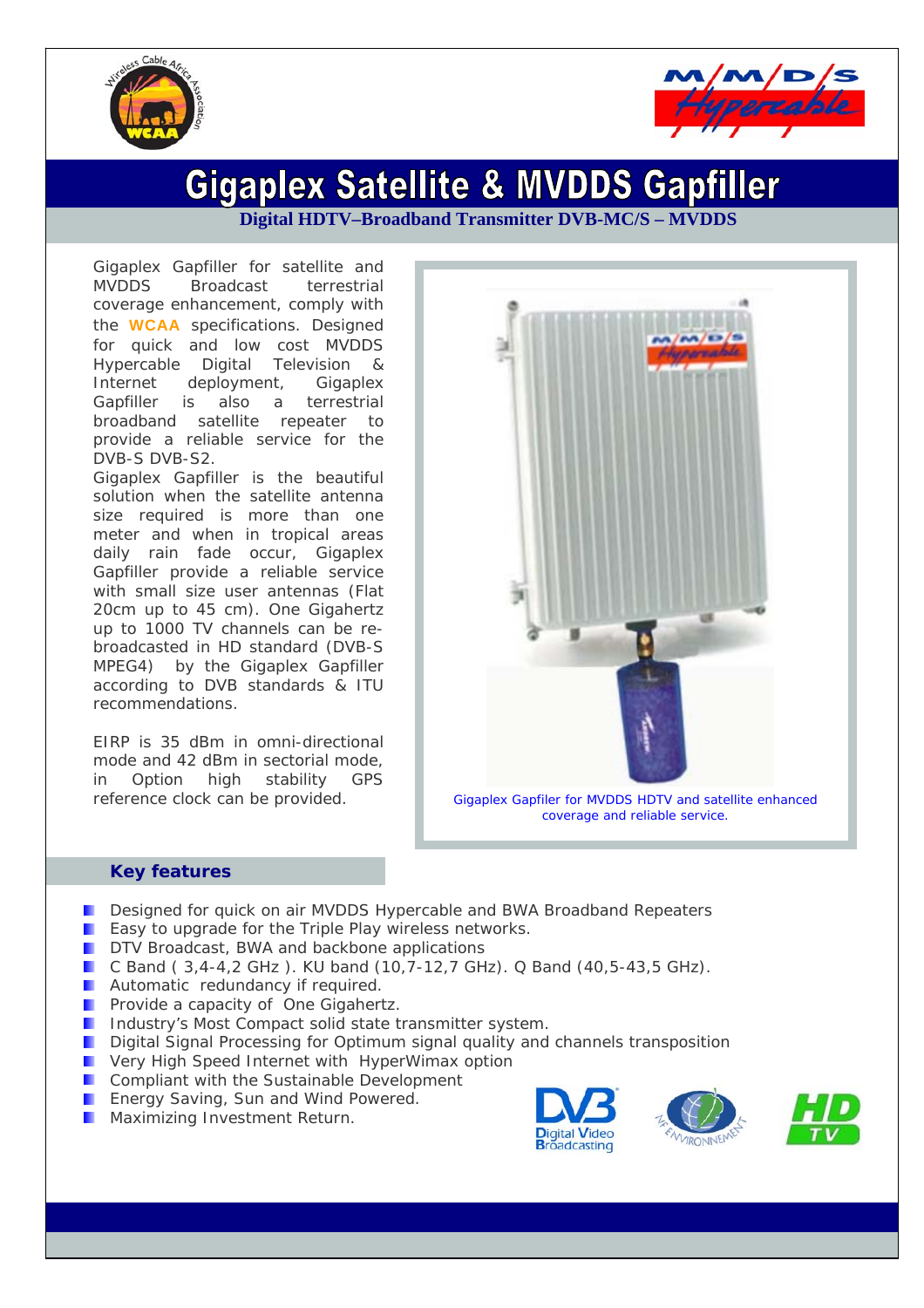# Gigaplex Satellite & MVDDS Gapfiller

**Digital HDTV–Broadband Transmitter DVB-MC/S – MVDDS**

Gigaplex Gapfiller for satellite and MVDDS Broadcast terrestrial coverage enhancement, comply with the **WCAA** specifications. Designed for quick and low cost MVDDS Hypercable Digital Television & Internet deployment, Gigaplex Gapfiller is also a terrestrial broadband satellite repeater to provide a reliable service for the DVB-S DVB-S2.

Gigaplex Gapfiller is the beautiful solution when the satellite antenna size required is more than one meter and when in tropical areas daily rain fade occur, Gigaplex Gapfiller provide a reliable service with small size user antennas (Flat 20cm up to 45 cm). One Gigahertz up to 1000 TV channels can be re-broadcasted in HD standard (DVB-S MPEG4) by the Gigaplex Gapfiller according to DVB standards & ITU recommendations.

EIRP is 35 dBm in omni-directional mode and 42 dBm in sectorial mode, in Option high stability GPS reference clock can be provided.

Gigaplex Gapfiler for MVDDS HDTV and satellite enhanced coverage and reliable service.

## Key features

- Designed for quick on air MVDDS Hypercable and BWA Broadband Repeaters
- Easy to upgrade for the Triple Play wireless networks.
- DTV Broadcast, BWA and backbone applications
- C Band ( 3,4-4,2 GHz ). KU band (10,7-12,7 GHz). Q Band (40,5-43,5 GHz).
- Automatic redundancy if required.
- Provide a capacity of One Gigahertz.
- Industry's Most Compact solid state transmitter system.
- Digital Signal Processing for Optimum signal quality and channels transposition
- Very High Speed Internet with HyperWimax option
- Compliant with the Sustainable Development
- Energy Saving, Sun and Wind Powered.
- Maximizing Investment Return.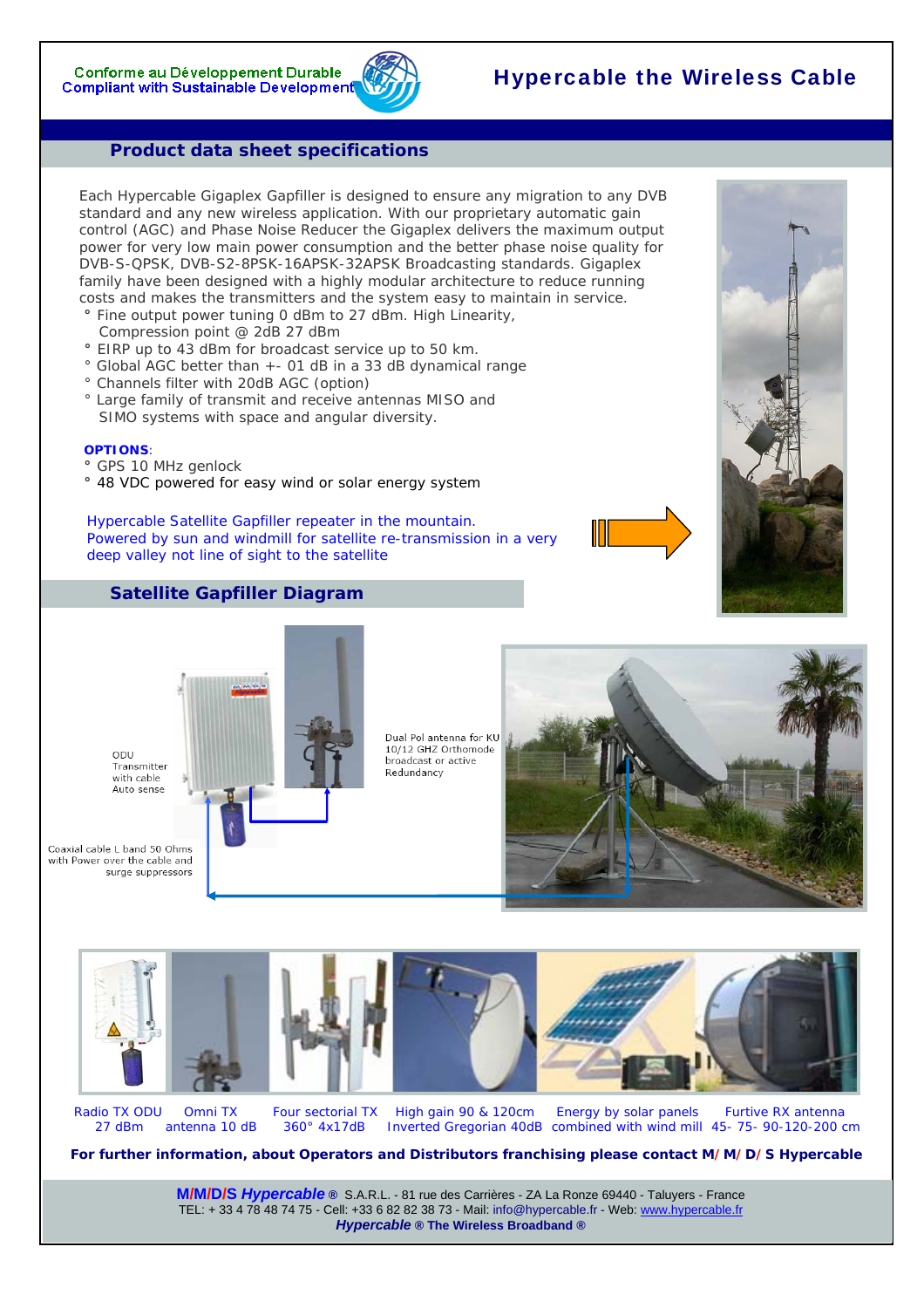Conforme au Développement Durable
Compliant with Sustainable Development

# Hypercable the Wireless Cable

## Product data sheet specifications

Each Hypercable Gigaplex Gapfiller is designed to ensure any migration to any DVB standard and any new wireless application. With our proprietary automatic gain control (AGC) and Phase Noise Reducer the Gigaplex delivers the maximum output power for very low main power consumption and the better phase noise quality for DVB-S-QPSK, DVB-S2-8PSK-16APSK-32APSK Broadcasting standards. Gigaplex family have been designed with a highly modular architecture to reduce running costs and makes the transmitters and the system easy to maintain in service.

- ° Fine output power tuning 0 dBm to 27 dBm. High Linearity, Compression point @ 2dB 27 dBm
- ° EIRP up to 43 dBm for broadcast service up to 50 km.
- ° Global AGC better than +- 01 dB in a 33 dB dynamical range
- ° Channels filter with 20dB AGC (option)
- ° Large family of transmit and receive antennas MISO and SIMO systems with space and angular diversity.

**OPTIONS**:

- ° GPS 10 MHz genlock
- ° 48 VDC powered for easy wind or solar energy system

Hypercable Satellite Gapfiller repeater in the mountain. Powered by sun and windmill for satellite re-transmission in a very deep valley not line of sight to the satellite

## Satellite Gapfiller Diagram

ODU Transmitter with cable Auto sense

Dual Pol antenna for KU 10/12 GHZ Orthomode broadcast or active Redundancy

Coaxial cable L band 50 Ohms with Power over the cable and surge suppressors

| Radio TX ODU 27 dBm | Omni TX antenna 10 dB | Four sectorial TX 360° 4x17dB | High gain 90 & 120cm Inverted Gregorian 40dB | Energy by solar panels combined with wind mill | Furtive RX antenna 45- 75- 90-120-200 cm |
|---|---|---|---|---|---|

**For further information, about Operators and Distributors franchising please contact M/M/D/S Hypercable**

**M/M/D/S *Hypercable* ®** S.A.R.L. - 81 rue des Carrières - ZA La Ronze 69440 - Taluyers - France
TEL: + 33 4 78 48 74 75 - Cell: +33 6 82 82 38 73 - Mail: info@hypercable.fr - Web: www.hypercable.fr
***Hypercable* ® The Wireless Broadband ®**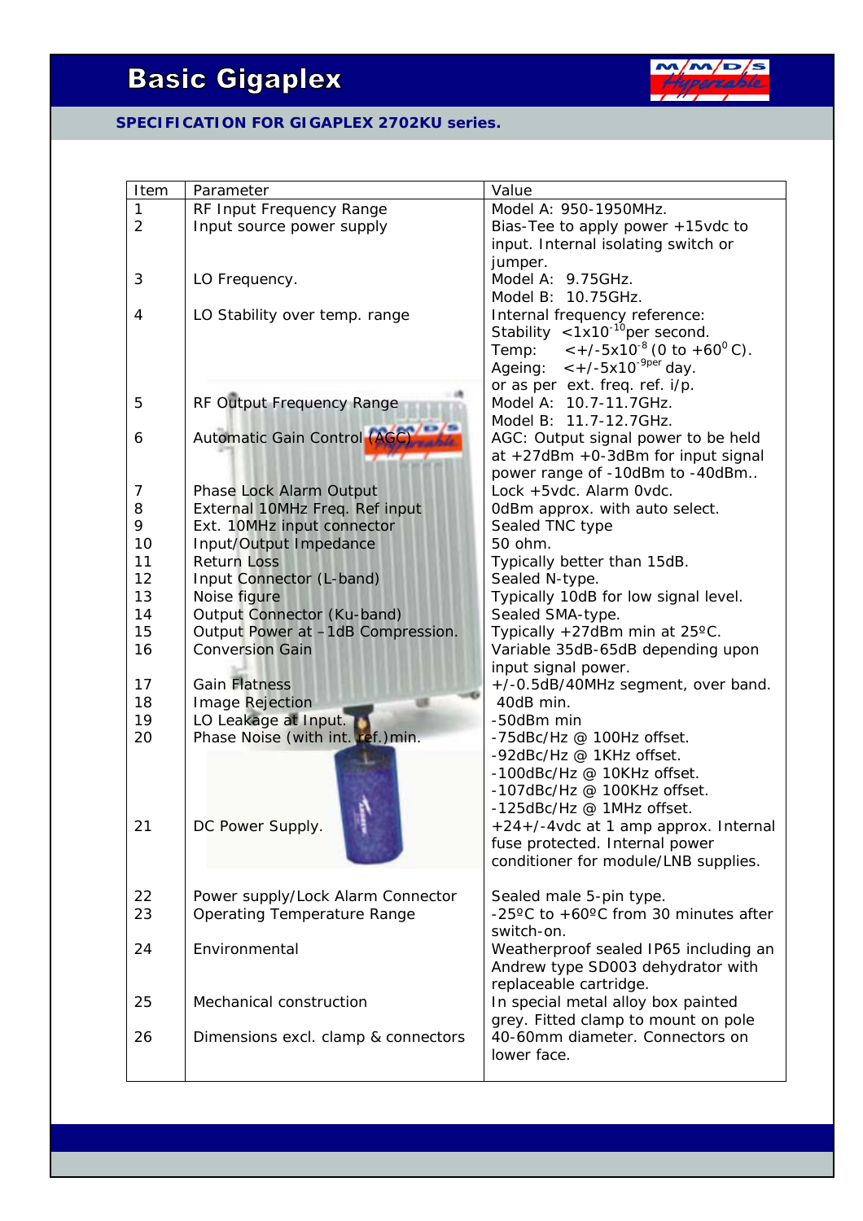# Basic Gigaplex

**SPECIFICATION FOR GIGAPLEX 2702KU series.**

| Item | Parameter | Value |
|---|---|---|
| 1 | RF Input Frequency Range | Model A: 950-1950MHz. |
| 2 | Input source power supply | Bias-Tee to apply power +15vdc to input. Internal isolating switch or jumper. |
| 3 | LO Frequency. | Model A: 9.75GHz.<br>Model B: 10.75GHz. |
| 4 | LO Stability over temp. range | Internal frequency reference:<br>Stability $<1x10^{-10}$per second.<br>Temp: $<+/-5x10^{-8}$ (0 to $+60^{0}$ C).<br>Ageing: $<+/-5x10^{-9per}$ day.<br>or as per ext. freq. ref. i/p. |
| 5 | RF Output Frequency Range | Model A: 10.7-11.7GHz.<br>Model B: 11.7-12.7GHz. |
| 6 | Automatic Gain Control (AGC) | AGC: Output signal power to be held at +27dBm +0-3dBm for input signal power range of -10dBm to -40dBm.. |
| 7 | Phase Lock Alarm Output | Lock +5vdc. Alarm 0vdc. |
| 8 | External 10MHz Freq. Ref input | 0dBm approx. with auto select. |
| 9 | Ext. 10MHz input connector | Sealed TNC type |
| 10 | Input/Output Impedance | 50 ohm. |
| 11 | Return Loss | Typically better than 15dB. |
| 12 | Input Connector (L-band) | Sealed N-type. |
| 13 | Noise figure | Typically 10dB for low signal level. |
| 14 | Output Connector (Ku-band) | Sealed SMA-type. |
| 15 | Output Power at –1dB Compression. | Typically +27dBm min at 25ºC. |
| 16 | Conversion Gain | Variable 35dB-65dB depending upon input signal power. |
| 17 | Gain Flatness | +/-0.5dB/40MHz segment, over band. |
| 18 | Image Rejection | 40dB min. |
| 19 | LO Leakage at Input. | -50dBm min |
| 20 | Phase Noise (with int. ref.)min. | -75dBc/Hz @ 100Hz offset.<br>-92dBc/Hz @ 1KHz offset.<br>-100dBc/Hz @ 10KHz offset.<br>-107dBc/Hz @ 100KHz offset.<br>-125dBc/Hz @ 1MHz offset. |
| 21 | DC Power Supply. | +24+/-4vdc at 1 amp approx. Internal fuse protected. Internal power conditioner for module/LNB supplies. |
| 22 | Power supply/Lock Alarm Connector | Sealed male 5-pin type. |
| 23 | Operating Temperature Range | -25ºC to +60ºC from 30 minutes after switch-on. |
| 24 | Environmental | Weatherproof sealed IP65 including an Andrew type SD003 dehydrator with replaceable cartridge. |
| 25 | Mechanical construction | In special metal alloy box painted grey. Fitted clamp to mount on pole |
| 26 | Dimensions excl. clamp & connectors | 40-60mm diameter. Connectors on lower face. |